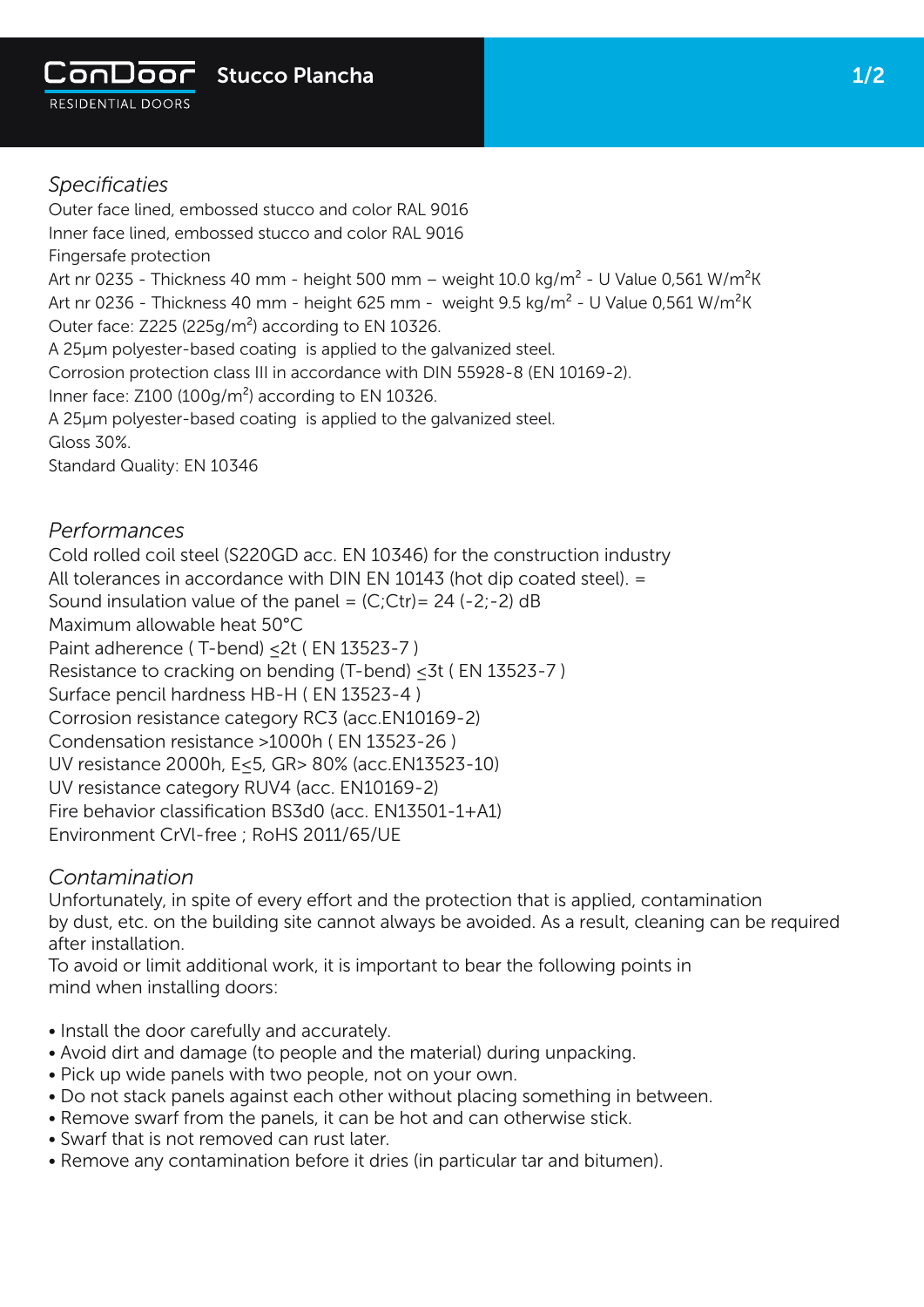ConDoor RESIDENTIAL DOORS

# Stucco Plancha

## *Specificaties*

Outer face lined, embossed stucco and color RAL 9016
Inner face lined, embossed stucco and color RAL 9016
Fingersafe protection
Art nr 0235 - Thickness 40 mm - height 500 mm – weight 10.0 kg/$m^2$ - U Value 0,561 W/$m^2$K
Art nr 0236 - Thickness 40 mm - height 625 mm - weight 9.5 kg/$m^2$ - U Value 0,561 W/$m^2$K
Outer face: Z225 (225g/$m^2$) according to EN 10326.
A 25µm polyester-based coating is applied to the galvanized steel.
Corrosion protection class III in accordance with DIN 55928-8 (EN 10169-2).
Inner face: Z100 (100g/$m^2$) according to EN 10326.
A 25µm polyester-based coating is applied to the galvanized steel.
Gloss 30%.
Standard Quality: EN 10346

## *Performances*

Cold rolled coil steel (S220GD acc. EN 10346) for the construction industry
All tolerances in accordance with DIN EN 10143 (hot dip coated steel). =
Sound insulation value of the panel = (C;Ctr)= 24 (-2;-2) dB
Maximum allowable heat 50°C
Paint adherence ( T-bend) ≤2t ( EN 13523-7 )
Resistance to cracking on bending (T-bend) ≤3t ( EN 13523-7 )
Surface pencil hardness HB-H ( EN 13523-4 )
Corrosion resistance category RC3 (acc.EN10169-2)
Condensation resistance >1000h ( EN 13523-26 )
UV resistance 2000h, E≤5, GR> 80% (acc.EN13523-10)
UV resistance category RUV4 (acc. EN10169-2)
Fire behavior classification BS3d0 (acc. EN13501-1+A1)
Environment CrVl-free ; RoHS 2011/65/UE

## *Contamination*

Unfortunately, in spite of every effort and the protection that is applied, contamination by dust, etc. on the building site cannot always be avoided. As a result, cleaning can be required after installation.
To avoid or limit additional work, it is important to bear the following points in mind when installing doors:

- Install the door carefully and accurately.
- Avoid dirt and damage (to people and the material) during unpacking.
- Pick up wide panels with two people, not on your own.
- Do not stack panels against each other without placing something in between.
- Remove swarf from the panels, it can be hot and can otherwise stick.
- Swarf that is not removed can rust later.
- Remove any contamination before it dries (in particular tar and bitumen).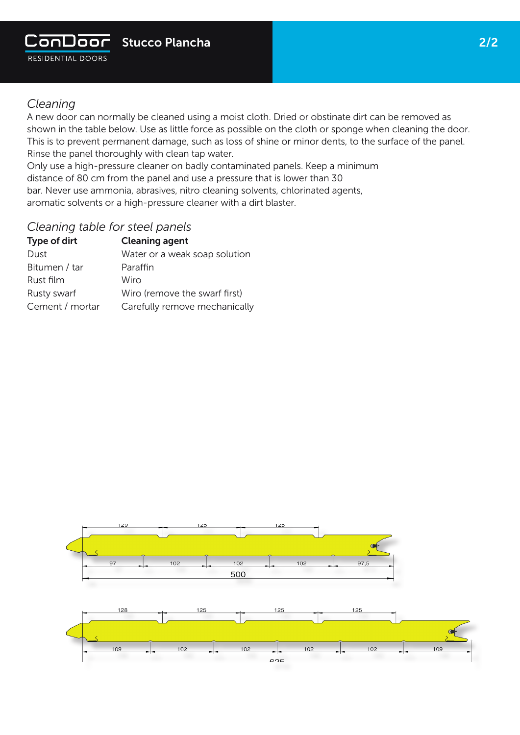## Cleaning

A new door can normally be cleaned using a moist cloth. Dried or obstinate dirt can be removed as shown in the table below. Use as little force as possible on the cloth or sponge when cleaning the door. This is to prevent permanent damage, such as loss of shine or minor dents, to the surface of the panel. Rinse the panel thoroughly with clean tap water.
Only use a high-pressure cleaner on badly contaminated panels. Keep a minimum distance of 80 cm from the panel and use a pressure that is lower than 30 bar. Never use ammonia, abrasives, nitro cleaning solvents, chlorinated agents, aromatic solvents or a high-pressure cleaner with a dirt blaster.

## Cleaning table for steel panels

| Type of dirt | Cleaning agent |
|---|---|
| Dust | Water or a weak soap solution |
| Bitumen / tar | Paraffin |
| Rust film | Wiro |
| Rusty swarf | Wiro (remove the swarf first) |
| Cement / mortar | Carefully remove mechanically |

129 125 125

97 102 102 102 97,5

500

128 125 125 125

109 102 102 102 102 109

625